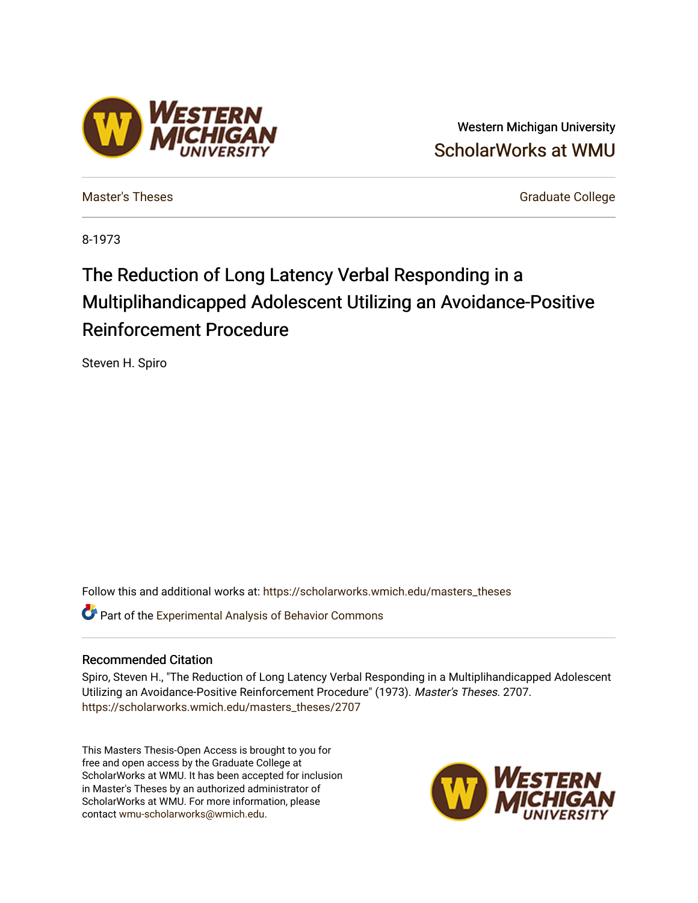Western Michigan University

ScholarWorks at WMU

Master's Theses

Graduate College

8-1973

# The Reduction of Long Latency Verbal Responding in a Multiplihandicapped Adolescent Utilizing an Avoidance-Positive Reinforcement Procedure

Steven H. Spiro

Follow this and additional works at: https://scholarworks.wmich.edu/masters_theses

Part of the Experimental Analysis of Behavior Commons

## Recommended Citation

Spiro, Steven H., "The Reduction of Long Latency Verbal Responding in a Multiplihandicapped Adolescent Utilizing an Avoidance-Positive Reinforcement Procedure" (1973). *Master's Theses*. 2707.
https://scholarworks.wmich.edu/masters_theses/2707

This Masters Thesis-Open Access is brought to you for free and open access by the Graduate College at ScholarWorks at WMU. It has been accepted for inclusion in Master's Theses by an authorized administrator of ScholarWorks at WMU. For more information, please contact wmu-scholarworks@wmich.edu.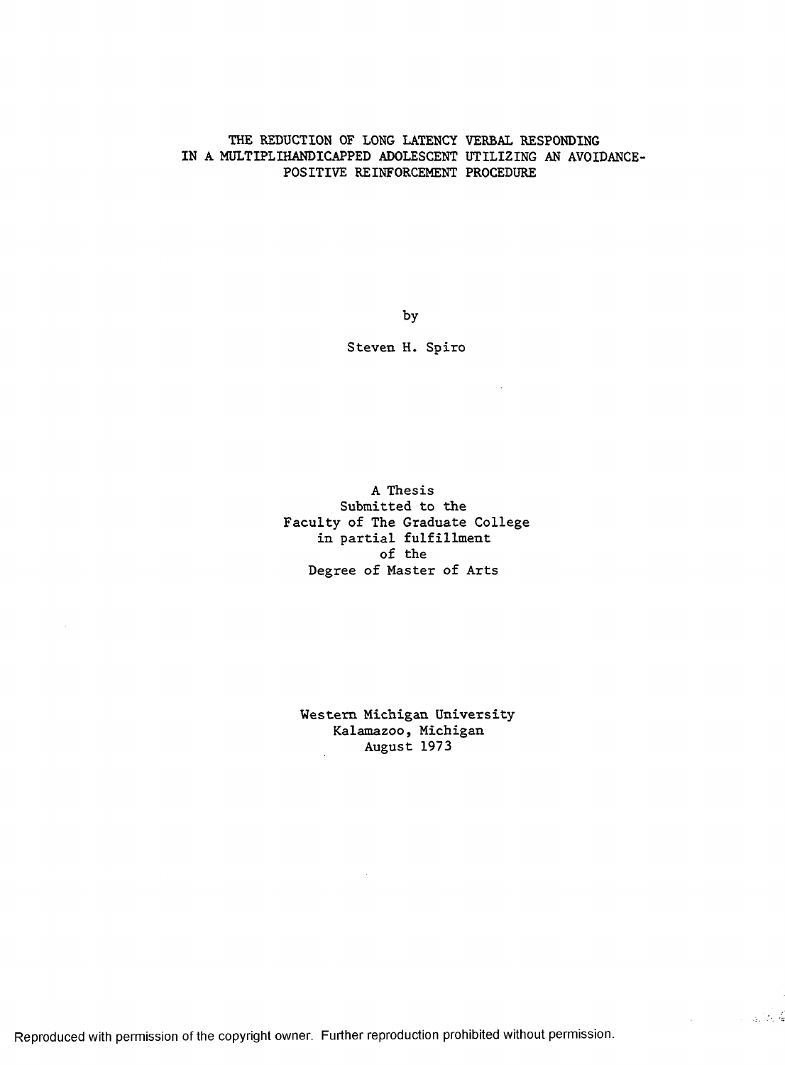# THE REDUCTION OF LONG LATENCY VERBAL RESPONDING IN A MULTIPLIHANDICAPPED ADOLESCENT UTILIZING AN AVOIDANCE-POSITIVE REINFORCEMENT PROCEDURE

by

Steven H. Spiro

A Thesis
Submitted to the
Faculty of The Graduate College
in partial fulfillment
of the
Degree of Master of Arts

Western Michigan University
Kalamazoo, Michigan
August 1973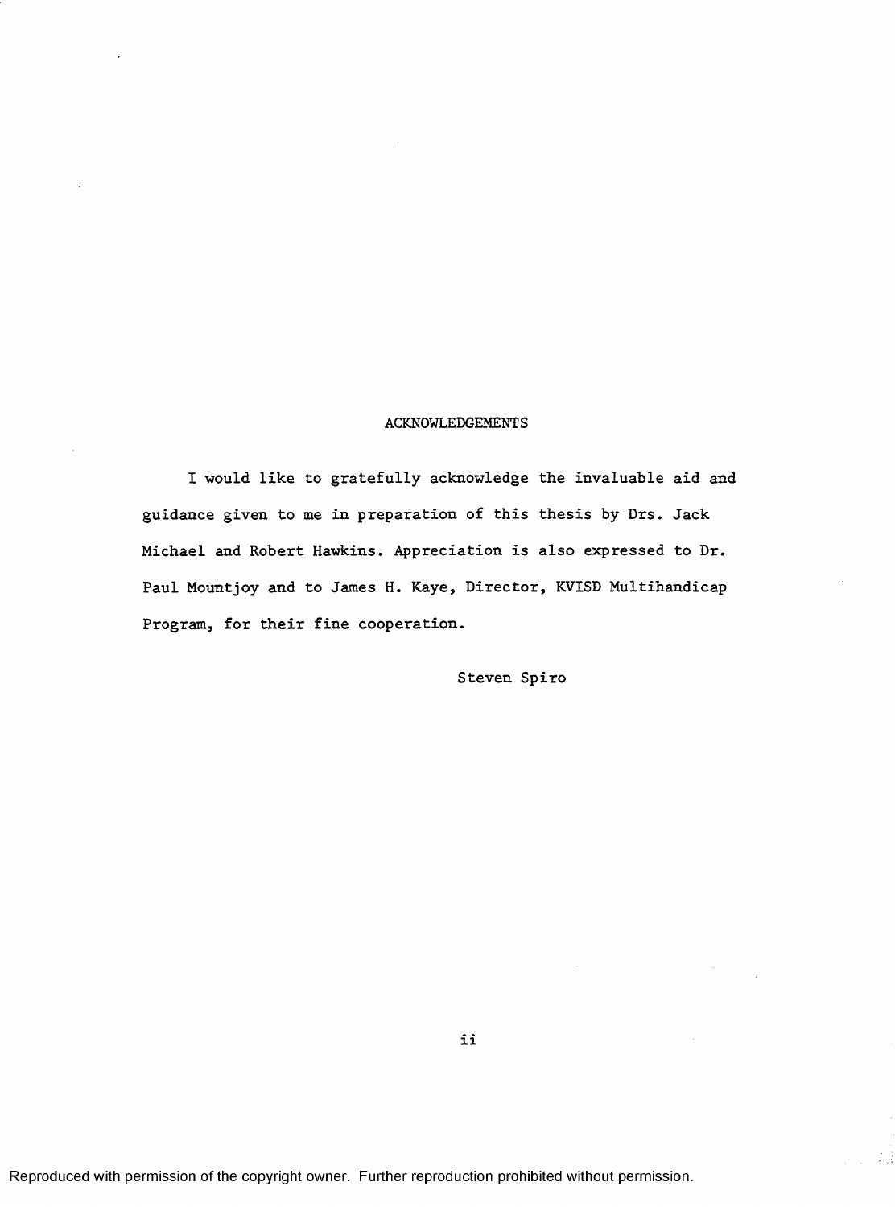## ACKNOWLEDGEMENTS

I would like to gratefully acknowledge the invaluable aid and guidance given to me in preparation of this thesis by Drs. Jack Michael and Robert Hawkins. Appreciation is also expressed to Dr. Paul Mountjoy and to James H. Kaye, Director, KVISD Multihandicap Program, for their fine cooperation.

Steven Spiro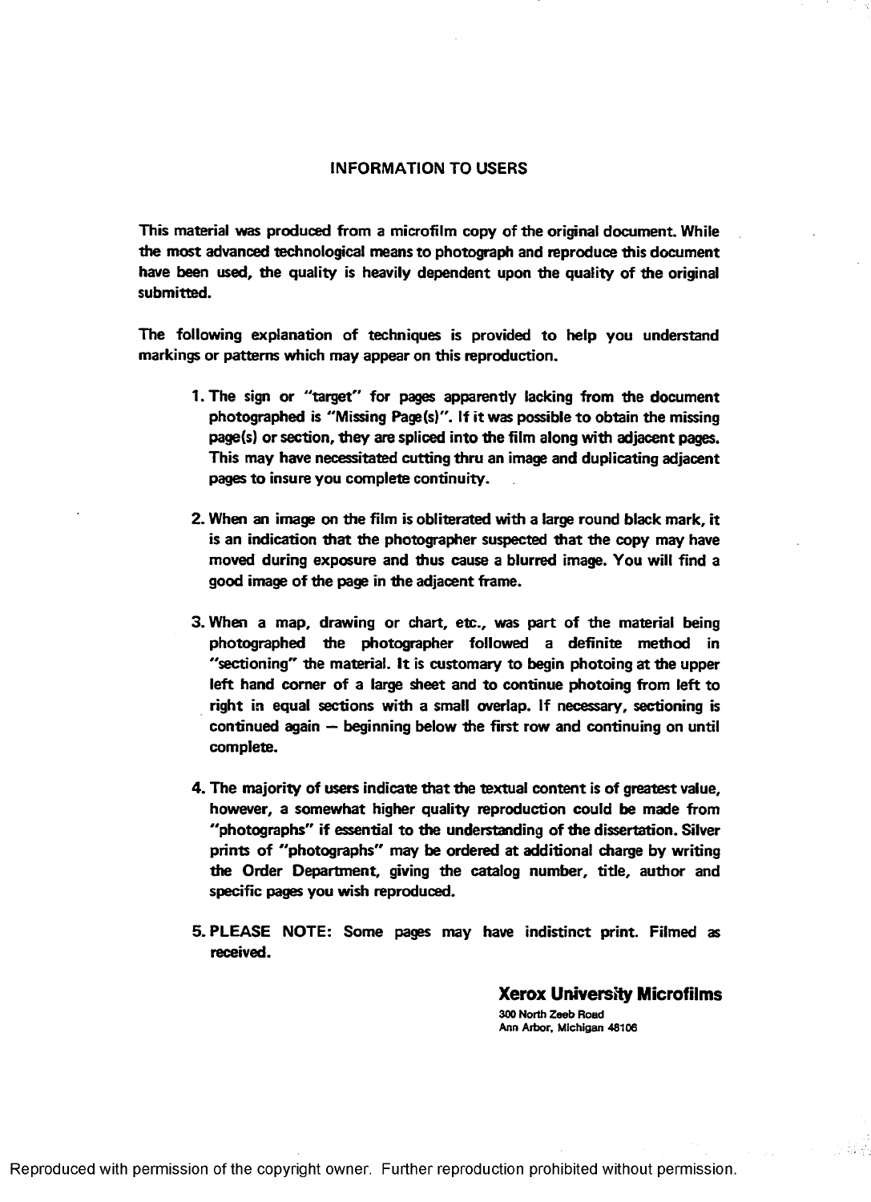# INFORMATION TO USERS

This material was produced from a microfilm copy of the original document. While the most advanced technological means to photograph and reproduce this document have been used, the quality is heavily dependent upon the quality of the original submitted.

The following explanation of techniques is provided to help you understand markings or patterns which may appear on this reproduction.

1. The sign or "target" for pages apparently lacking from the document photographed is "Missing Page(s)". If it was possible to obtain the missing page(s) or section, they are spliced into the film along with adjacent pages. This may have necessitated cutting thru an image and duplicating adjacent pages to insure you complete continuity.

2. When an image on the film is obliterated with a large round black mark, it is an indication that the photographer suspected that the copy may have moved during exposure and thus cause a blurred image. You will find a good image of the page in the adjacent frame.

3. When a map, drawing or chart, etc., was part of the material being photographed the photographer followed a definite method in "sectioning" the material. It is customary to begin photoing at the upper left hand corner of a large sheet and to continue photoing from left to right in equal sections with a small overlap. If necessary, sectioning is continued again — beginning below the first row and continuing on until complete.

4. The majority of users indicate that the textual content is of greatest value, however, a somewhat higher quality reproduction could be made from "photographs" if essential to the understanding of the dissertation. Silver prints of "photographs" may be ordered at additional charge by writing the Order Department, giving the catalog number, title, author and specific pages you wish reproduced.

5. PLEASE NOTE: Some pages may have indistinct print. Filmed as received.

**Xerox University Microfilms**
300 North Zeeb Road
Ann Arbor, Michigan 48106

Reproduced with permission of the copyright owner. Further reproduction prohibited without permission.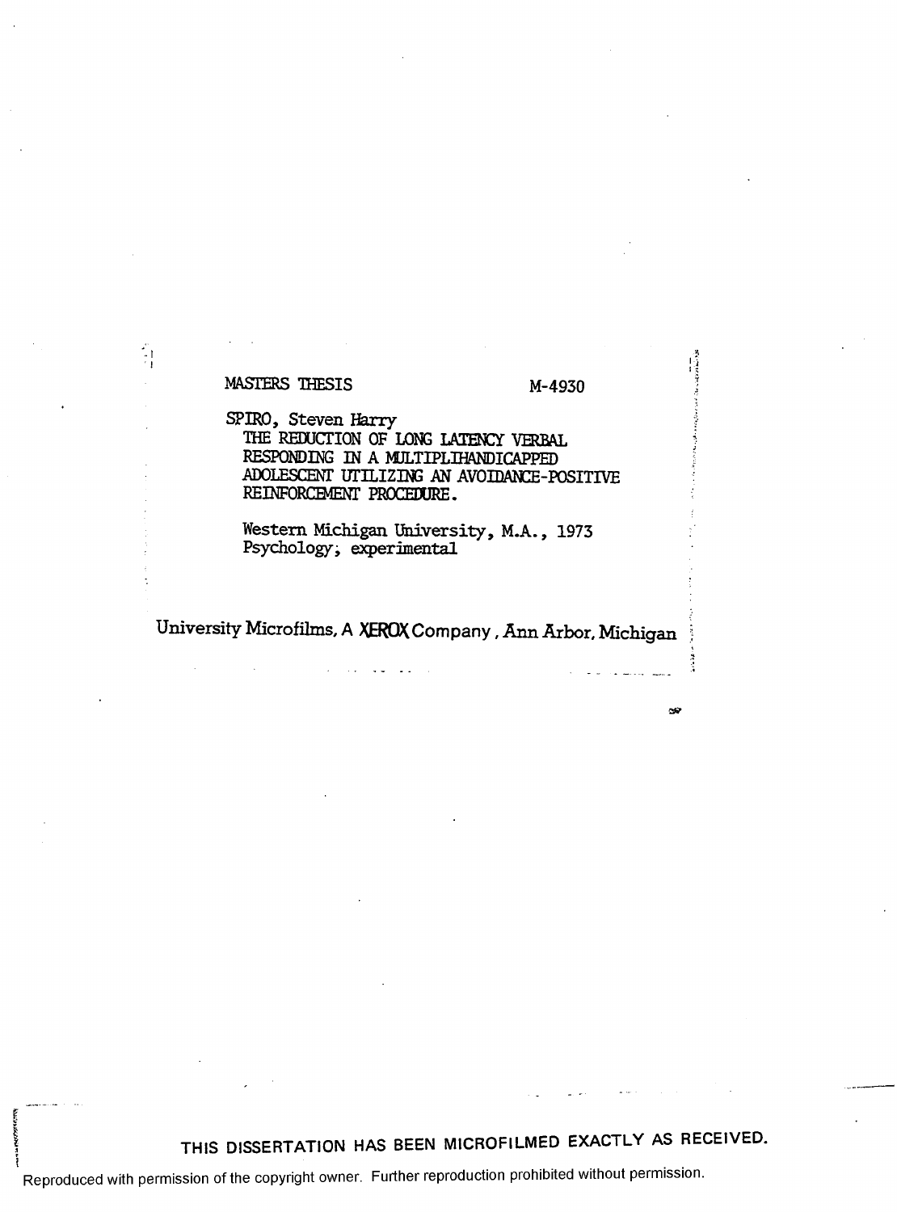MASTERS THESIS M-4930

SPIRO, Steven Harry
THE REDUCTION OF LONG LATENCY VERBAL RESPONDING IN A MULTIPLIHANDICAPPED ADOLESCENT UTILIZING AN AVOIDANCE-POSITIVE REINFORCEMENT PROCEDURE.

Western Michigan University, M.A., 1973
Psychology; experimental

University Microfilms, A XEROX Company, Ann Arbor, Michigan

THIS DISSERTATION HAS BEEN MICROFILMED EXACTLY AS RECEIVED.

Reproduced with permission of the copyright owner. Further reproduction prohibited without permission.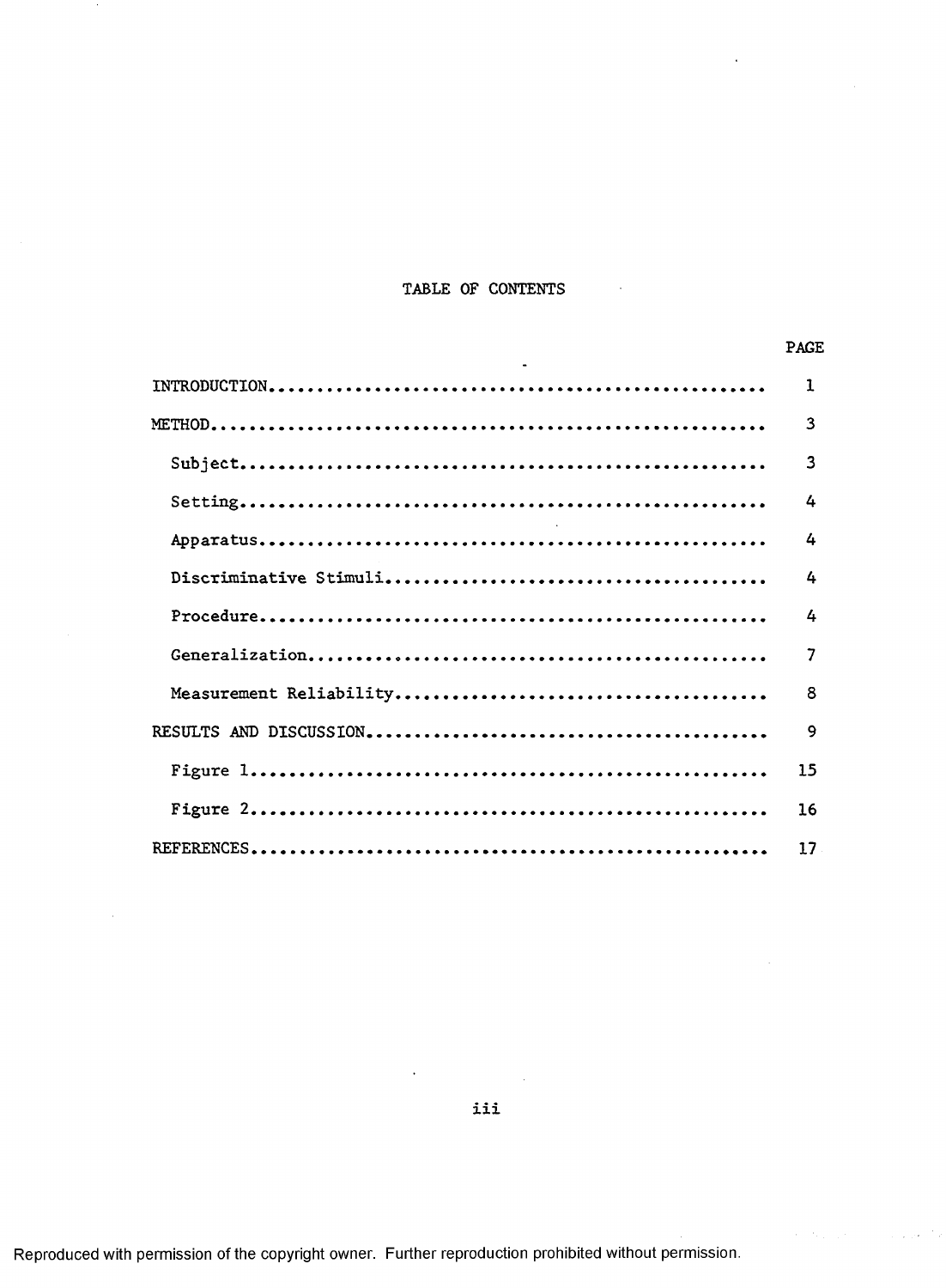# TABLE OF CONTENTS

| | PAGE |
|---|---|
| INTRODUCTION | 1 |
| METHOD | 3 |
| Subject | 3 |
| Setting | 4 |
| Apparatus | 4 |
| Discriminative Stimuli | 4 |
| Procedure | 4 |
| Generalization | 7 |
| Measurement Reliability | 8 |
| RESULTS AND DISCUSSION | 9 |
| Figure 1 | 15 |
| Figure 2 | 16 |
| REFERENCES | 17 |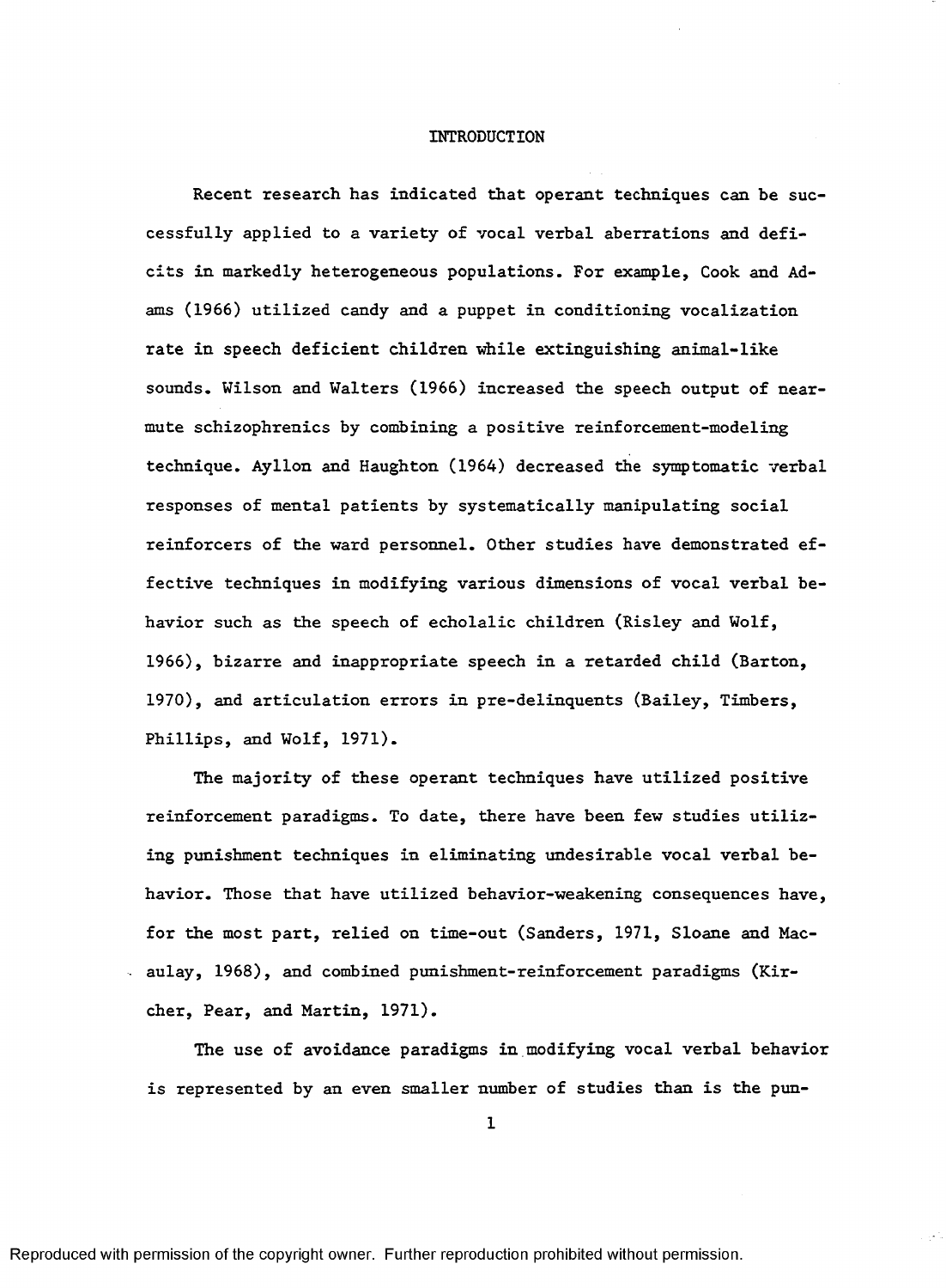# INTRODUCTION

Recent research has indicated that operant techniques can be successfully applied to a variety of vocal verbal aberrations and deficits in markedly heterogeneous populations. For example, Cook and Adams (1966) utilized candy and a puppet in conditioning vocalization rate in speech deficient children while extinguishing animal-like sounds. Wilson and Walters (1966) increased the speech output of near-mute schizophrenics by combining a positive reinforcement-modeling technique. Ayllon and Haughton (1964) decreased the symptomatic verbal responses of mental patients by systematically manipulating social reinforcers of the ward personnel. Other studies have demonstrated effective techniques in modifying various dimensions of vocal verbal behavior such as the speech of echolalic children (Risley and Wolf, 1966), bizarre and inappropriate speech in a retarded child (Barton, 1970), and articulation errors in pre-delinquents (Bailey, Timbers, Phillips, and Wolf, 1971).

The majority of these operant techniques have utilized positive reinforcement paradigms. To date, there have been few studies utilizing punishment techniques in eliminating undesirable vocal verbal behavior. Those that have utilized behavior-weakening consequences have, for the most part, relied on time-out (Sanders, 1971, Sloane and Macaulay, 1968), and combined punishment-reinforcement paradigms (Kircher, Pear, and Martin, 1971).

The use of avoidance paradigms in modifying vocal verbal behavior is represented by an even smaller number of studies than is the pun-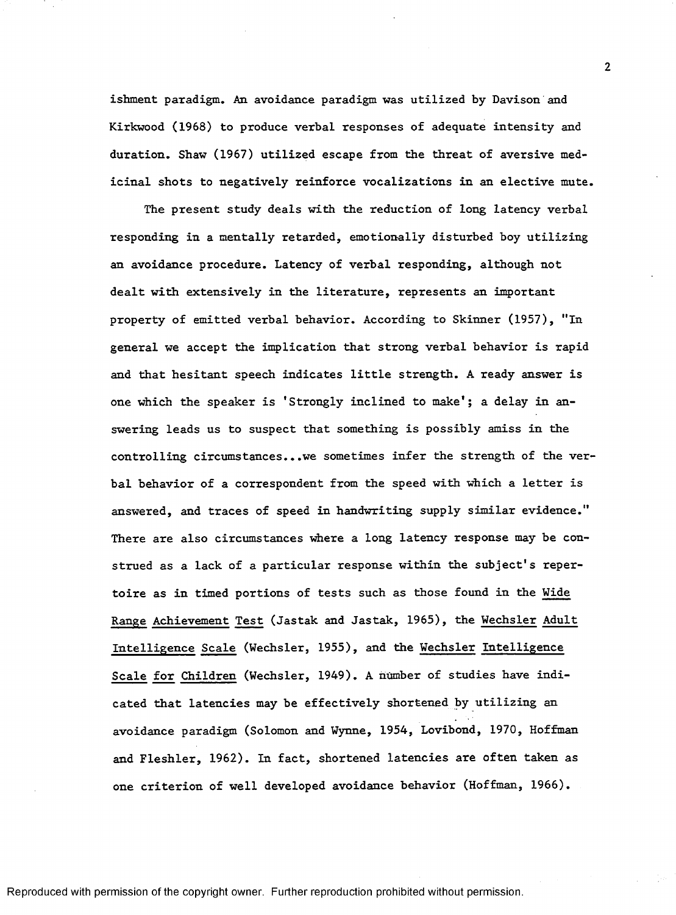ishment paradigm. An avoidance paradigm was utilized by Davison and Kirkwood (1968) to produce verbal responses of adequate intensity and duration. Shaw (1967) utilized escape from the threat of aversive medicinal shots to negatively reinforce vocalizations in an elective mute.

The present study deals with the reduction of long latency verbal responding in a mentally retarded, emotionally disturbed boy utilizing an avoidance procedure. Latency of verbal responding, although not dealt with extensively in the literature, represents an important property of emitted verbal behavior. According to Skinner (1957), "In general we accept the implication that strong verbal behavior is rapid and that hesitant speech indicates little strength. A ready answer is one which the speaker is 'Strongly inclined to make'; a delay in answering leads us to suspect that something is possibly amiss in the controlling circumstances...we sometimes infer the strength of the verbal behavior of a correspondent from the speed with which a letter is answered, and traces of speed in handwriting supply similar evidence." There are also circumstances where a long latency response may be construed as a lack of a particular response within the subject's repertoire as in timed portions of tests such as those found in the _Wide Range Achievement Test_ (Jastak and Jastak, 1965), the _Wechsler Adult Intelligence Scale_ (Wechsler, 1955), and the _Wechsler Intelligence Scale for Children_ (Wechsler, 1949). A number of studies have indicated that latencies may be effectively shortened by utilizing an avoidance paradigm (Solomon and Wynne, 1954, Lovibond, 1970, Hoffman and Fleshler, 1962). In fact, shortened latencies are often taken as one criterion of well developed avoidance behavior (Hoffman, 1966).

Reproduced with permission of the copyright owner. Further reproduction prohibited without permission.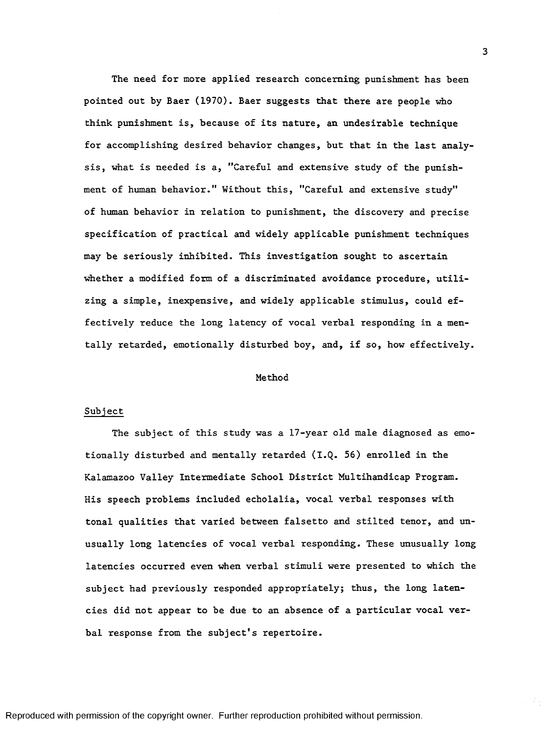The need for more applied research concerning punishment has been pointed out by Baer (1970). Baer suggests that there are people who think punishment is, because of its nature, an undesirable technique for accomplishing desired behavior changes, but that in the last analysis, what is needed is a, "Careful and extensive study of the punishment of human behavior." Without this, "Careful and extensive study" of human behavior in relation to punishment, the discovery and precise specification of practical and widely applicable punishment techniques may be seriously inhibited. This investigation sought to ascertain whether a modified form of a discriminated avoidance procedure, utilizing a simple, inexpensive, and widely applicable stimulus, could effectively reduce the long latency of vocal verbal responding in a mentally retarded, emotionally disturbed boy, and, if so, how effectively.

## Method

### Subject

The subject of this study was a 17-year old male diagnosed as emotionally disturbed and mentally retarded (I.Q. 56) enrolled in the Kalamazoo Valley Intermediate School District Multihandicap Program. His speech problems included echolalia, vocal verbal responses with tonal qualities that varied between falsetto and stilted tenor, and unusually long latencies of vocal verbal responding. These unusually long latencies occurred even when verbal stimuli were presented to which the subject had previously responded appropriately; thus, the long latencies did not appear to be due to an absence of a particular vocal verbal response from the subject's repertoire.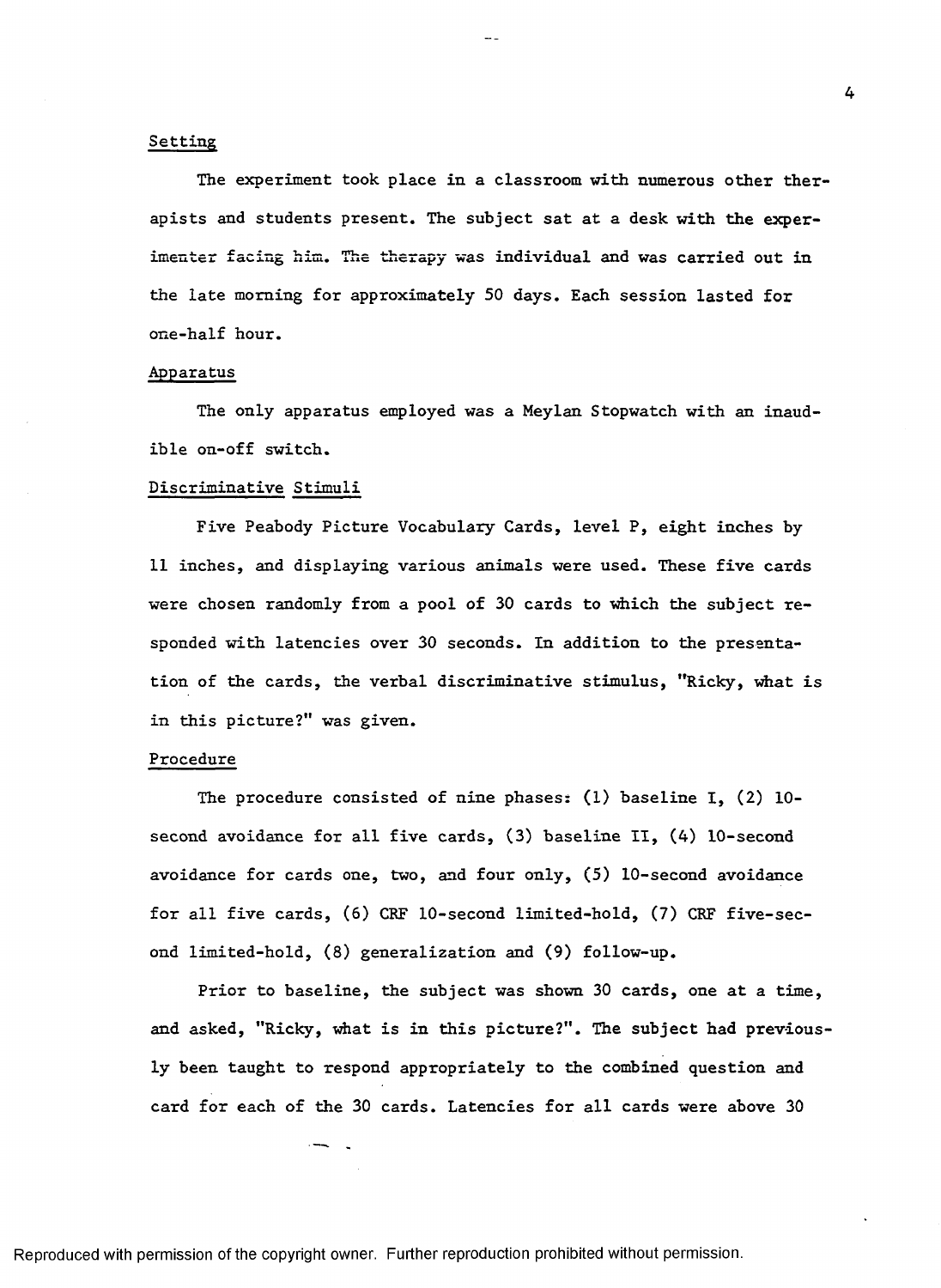Setting

The experiment took place in a classroom with numerous other therapists and students present. The subject sat at a desk with the experimenter facing him. The therapy was individual and was carried out in the late morning for approximately 50 days. Each session lasted for one-half hour.

Apparatus

The only apparatus employed was a Meylan Stopwatch with an inaudible on-off switch.

Discriminative Stimuli

Five Peabody Picture Vocabulary Cards, level P, eight inches by 11 inches, and displaying various animals were used. These five cards were chosen randomly from a pool of 30 cards to which the subject responded with latencies over 30 seconds. In addition to the presentation of the cards, the verbal discriminative stimulus, "Ricky, what is in this picture?" was given.

Procedure

The procedure consisted of nine phases: (1) baseline I, (2) 10-second avoidance for all five cards, (3) baseline II, (4) 10-second avoidance for cards one, two, and four only, (5) 10-second avoidance for all five cards, (6) CRF 10-second limited-hold, (7) CRF five-second limited-hold, (8) generalization and (9) follow-up.

Prior to baseline, the subject was shown 30 cards, one at a time, and asked, "Ricky, what is in this picture?". The subject had previously been taught to respond appropriately to the combined question and card for each of the 30 cards. Latencies for all cards were above 30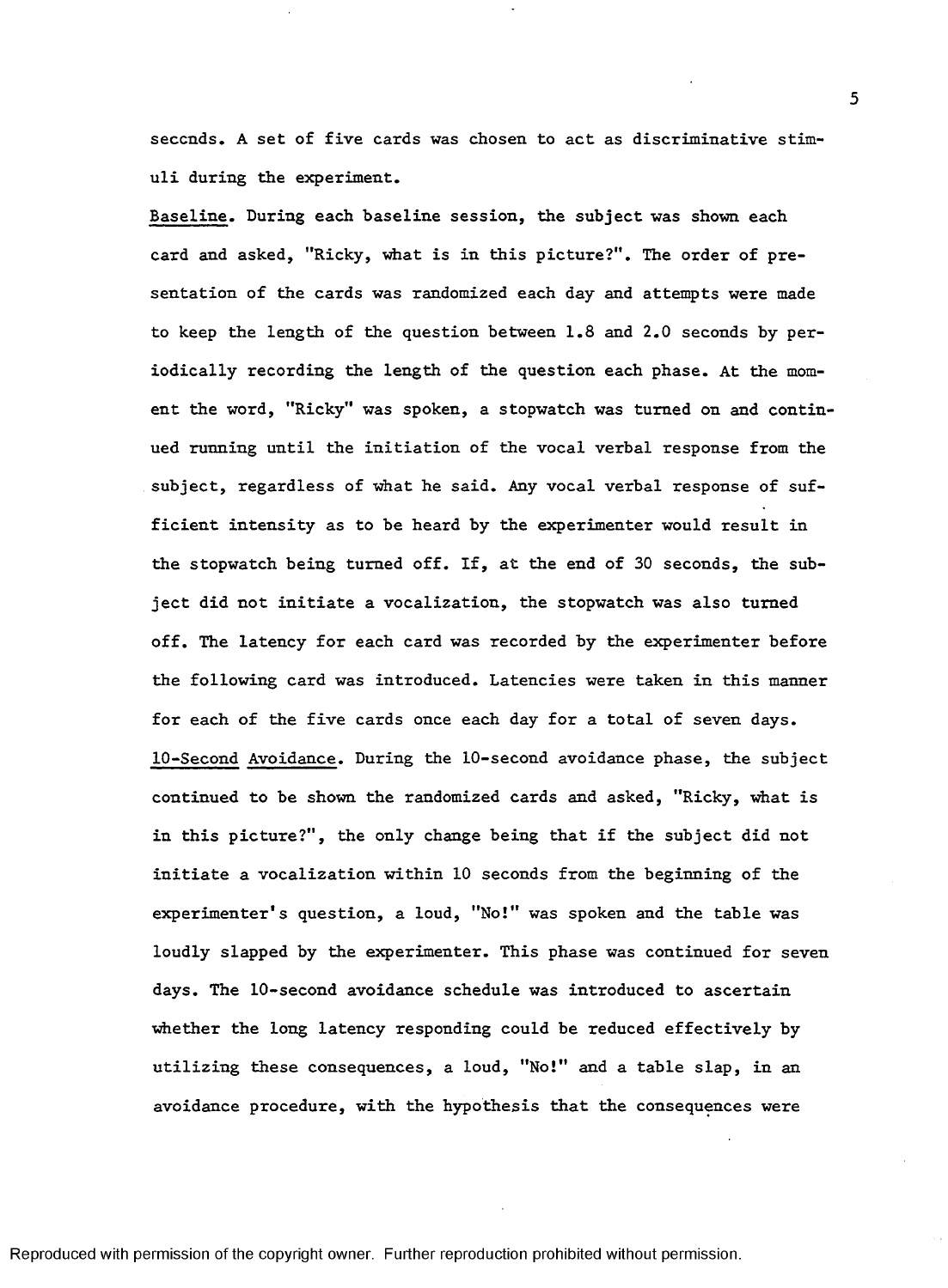seccnds. A set of five cards was chosen to act as discriminative stimuli during the experiment.

<u>Baseline</u>. During each baseline session, the subject was shown each card and asked, "Ricky, what is in this picture?". The order of presentation of the cards was randomized each day and attempts were made to keep the length of the question between 1.8 and 2.0 seconds by periodically recording the length of the question each phase. At the moment the word, "Ricky" was spoken, a stopwatch was turned on and continued running until the initiation of the vocal verbal response from the subject, regardless of what he said. Any vocal verbal response of sufficient intensity as to be heard by the experimenter would result in the stopwatch being turned off. If, at the end of 30 seconds, the subject did not initiate a vocalization, the stopwatch was also turned off. The latency for each card was recorded by the experimenter before the following card was introduced. Latencies were taken in this manner for each of the five cards once each day for a total of seven days.

<u>10-Second Avoidance</u>. During the 10-second avoidance phase, the subject continued to be shown the randomized cards and asked, "Ricky, what is in this picture?", the only change being that if the subject did not initiate a vocalization within 10 seconds from the beginning of the experimenter's question, a loud, "No!" was spoken and the table was loudly slapped by the experimenter. This phase was continued for seven days. The 10-second avoidance schedule was introduced to ascertain whether the long latency responding could be reduced effectively by utilizing these consequences, a loud, "No!" and a table slap, in an avoidance procedure, with the hypothesis that the consequences were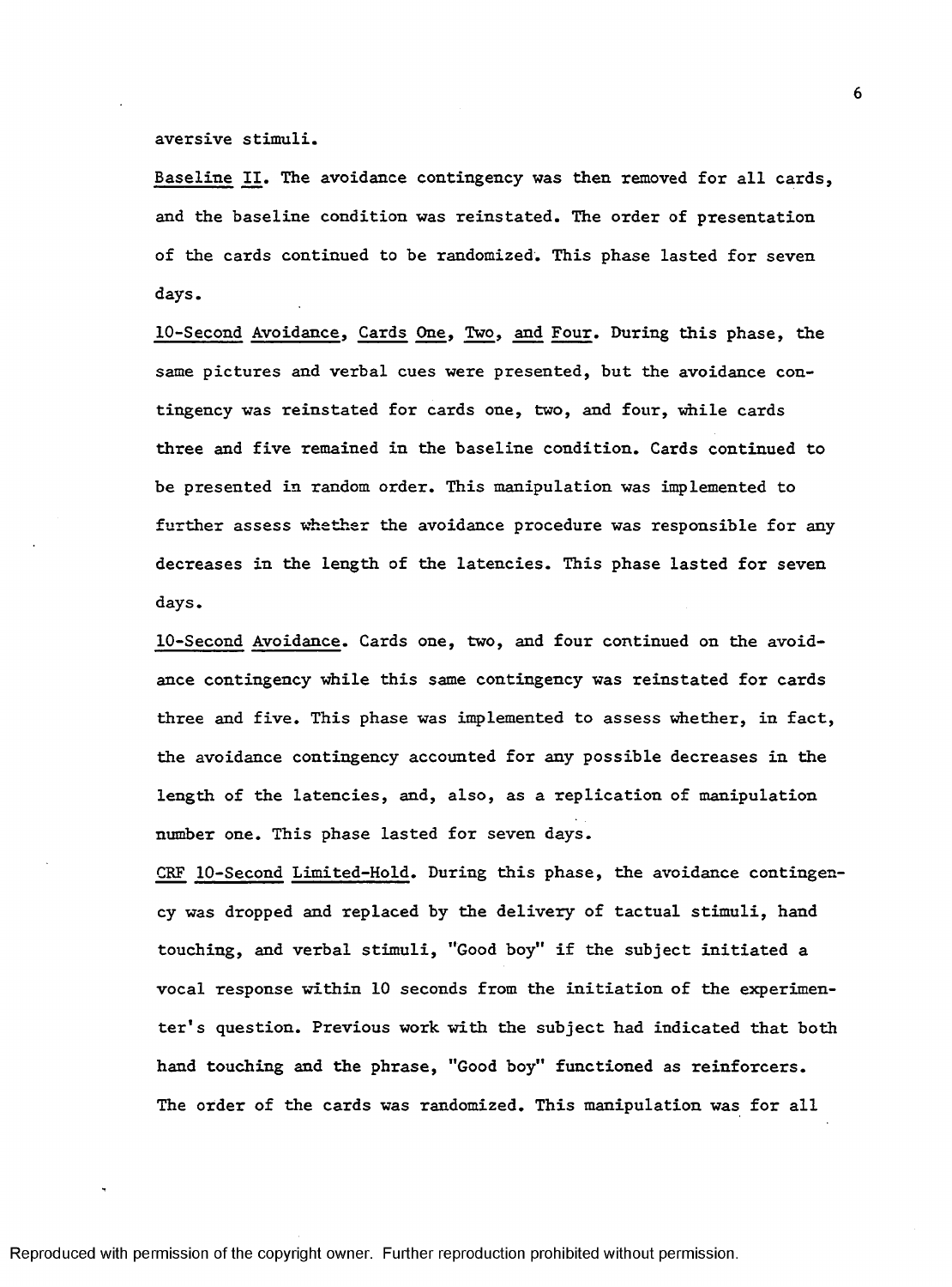aversive stimuli.

Baseline II. The avoidance contingency was then removed for all cards, and the baseline condition was reinstated. The order of presentation of the cards continued to be randomized. This phase lasted for seven days.

10-Second Avoidance, Cards One, Two, and Four. During this phase, the same pictures and verbal cues were presented, but the avoidance contingency was reinstated for cards one, two, and four, while cards three and five remained in the baseline condition. Cards continued to be presented in random order. This manipulation was implemented to further assess whether the avoidance procedure was responsible for any decreases in the length of the latencies. This phase lasted for seven days.

10-Second Avoidance. Cards one, two, and four continued on the avoidance contingency while this same contingency was reinstated for cards three and five. This phase was implemented to assess whether, in fact, the avoidance contingency accounted for any possible decreases in the length of the latencies, and, also, as a replication of manipulation number one. This phase lasted for seven days.

CRF 10-Second Limited-Hold. During this phase, the avoidance contingency was dropped and replaced by the delivery of tactual stimuli, hand touching, and verbal stimuli, "Good boy" if the subject initiated a vocal response within 10 seconds from the initiation of the experimenter's question. Previous work with the subject had indicated that both hand touching and the phrase, "Good boy" functioned as reinforcers. The order of the cards was randomized. This manipulation was for all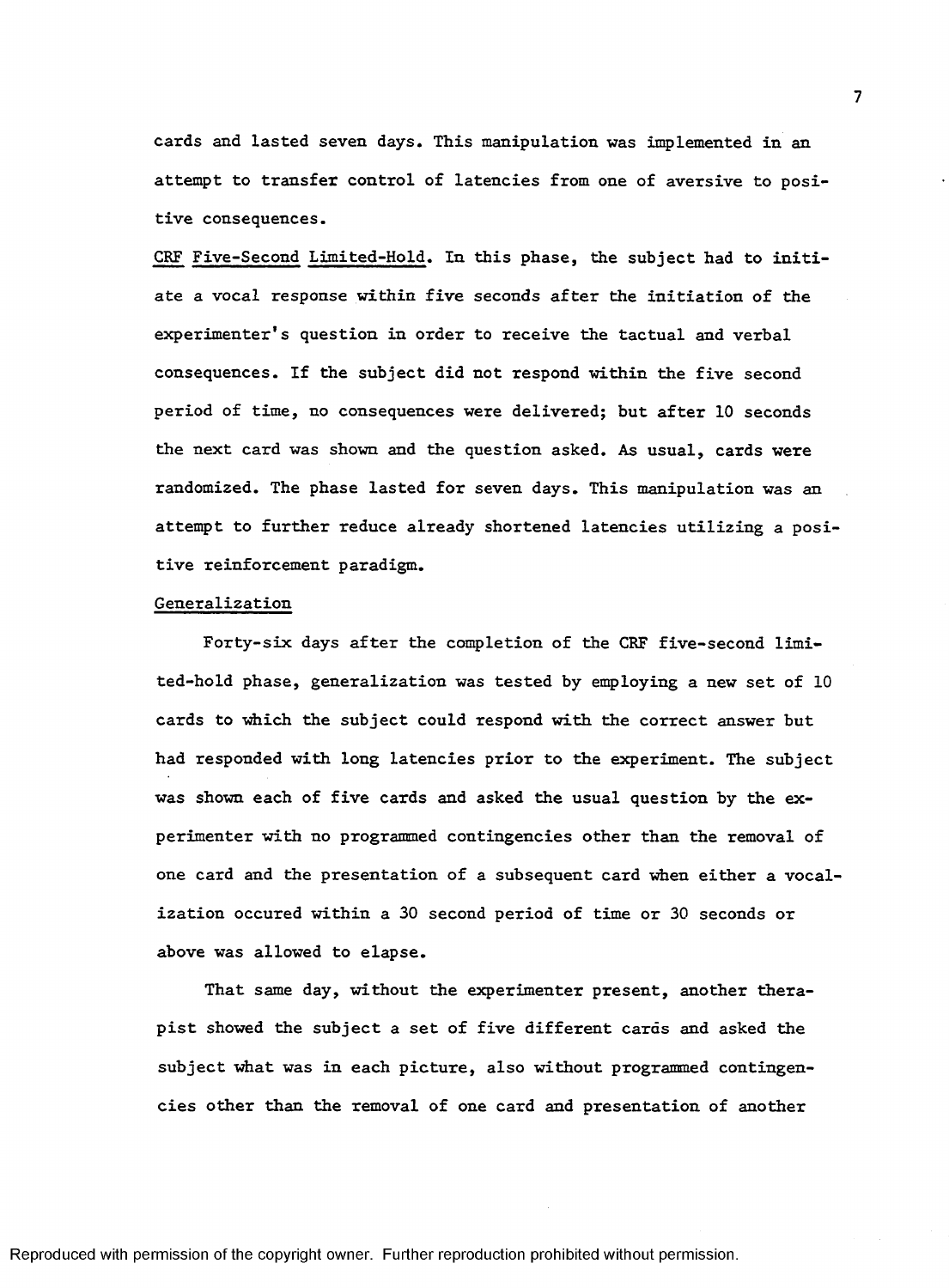cards and lasted seven days. This manipulation was implemented in an attempt to transfer control of latencies from one of aversive to positive consequences.

CRF Five-Second Limited-Hold. In this phase, the subject had to initiate a vocal response within five seconds after the initiation of the experimenter's question in order to receive the tactual and verbal consequences. If the subject did not respond within the five second period of time, no consequences were delivered; but after 10 seconds the next card was shown and the question asked. As usual, cards were randomized. The phase lasted for seven days. This manipulation was an attempt to further reduce already shortened latencies utilizing a positive reinforcement paradigm.

Generalization

Forty-six days after the completion of the CRF five-second limited-hold phase, generalization was tested by employing a new set of 10 cards to which the subject could respond with the correct answer but had responded with long latencies prior to the experiment. The subject was shown each of five cards and asked the usual question by the experimenter with no programmed contingencies other than the removal of one card and the presentation of a subsequent card when either a vocalization occured within a 30 second period of time or 30 seconds or above was allowed to elapse.

That same day, without the experimenter present, another therapist showed the subject a set of five different cards and asked the subject what was in each picture, also without programmed contingencies other than the removal of one card and presentation of another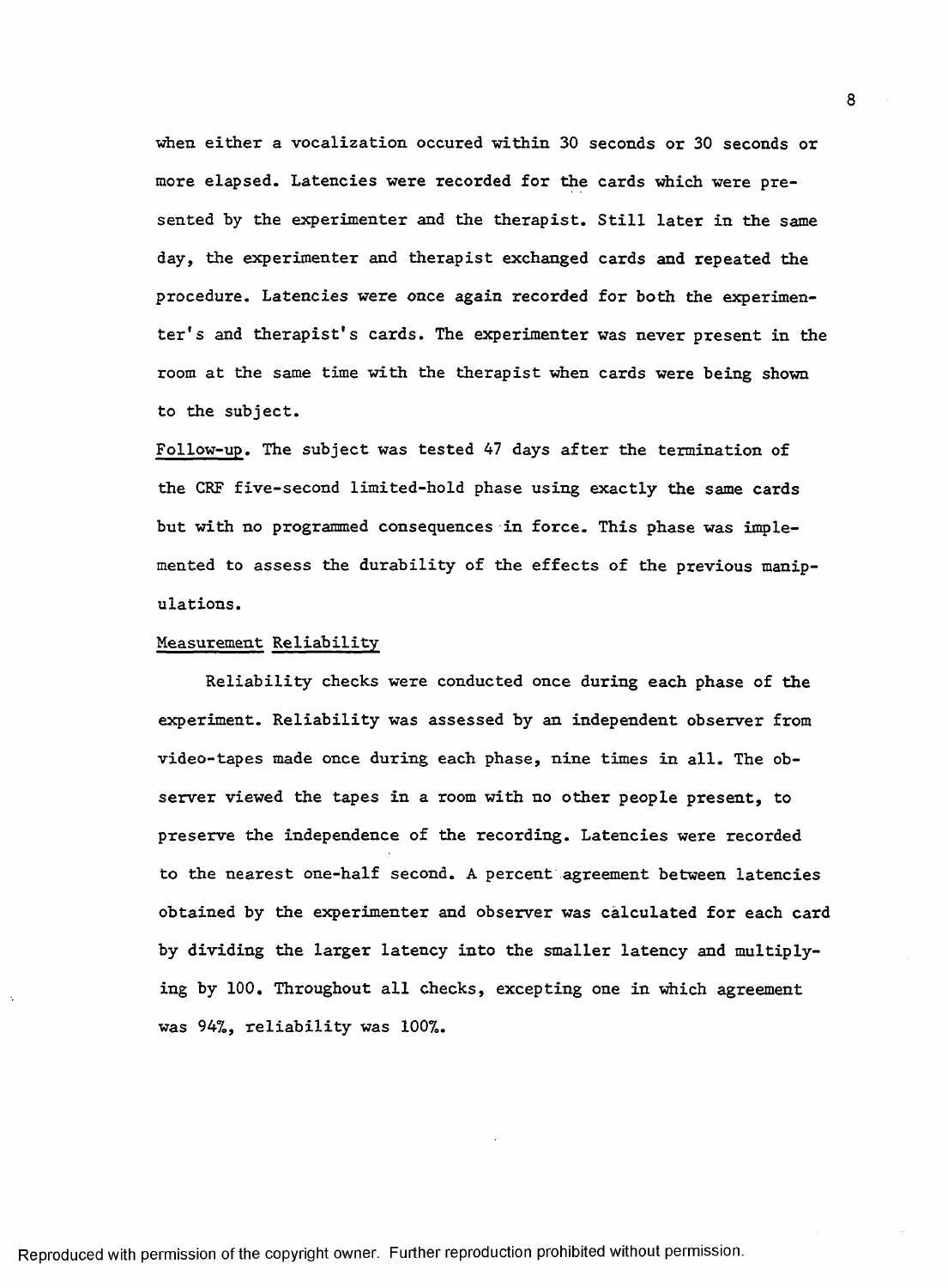when either a vocalization occured within 30 seconds or 30 seconds or more elapsed. Latencies were recorded for the cards which were presented by the experimenter and the therapist. Still later in the same day, the experimenter and therapist exchanged cards and repeated the procedure. Latencies were once again recorded for both the experimenter's and therapist's cards. The experimenter was never present in the room at the same time with the therapist when cards were being shown to the subject.

Follow-up. The subject was tested 47 days after the termination of the CRF five-second limited-hold phase using exactly the same cards but with no programmed consequences in force. This phase was implemented to assess the durability of the effects of the previous manipulations.

Measurement Reliability

Reliability checks were conducted once during each phase of the experiment. Reliability was assessed by an independent observer from video-tapes made once during each phase, nine times in all. The observer viewed the tapes in a room with no other people present, to preserve the independence of the recording. Latencies were recorded to the nearest one-half second. A percent agreement between latencies obtained by the experimenter and observer was calculated for each card by dividing the larger latency into the smaller latency and multiplying by 100. Throughout all checks, excepting one in which agreement was 94%, reliability was 100%.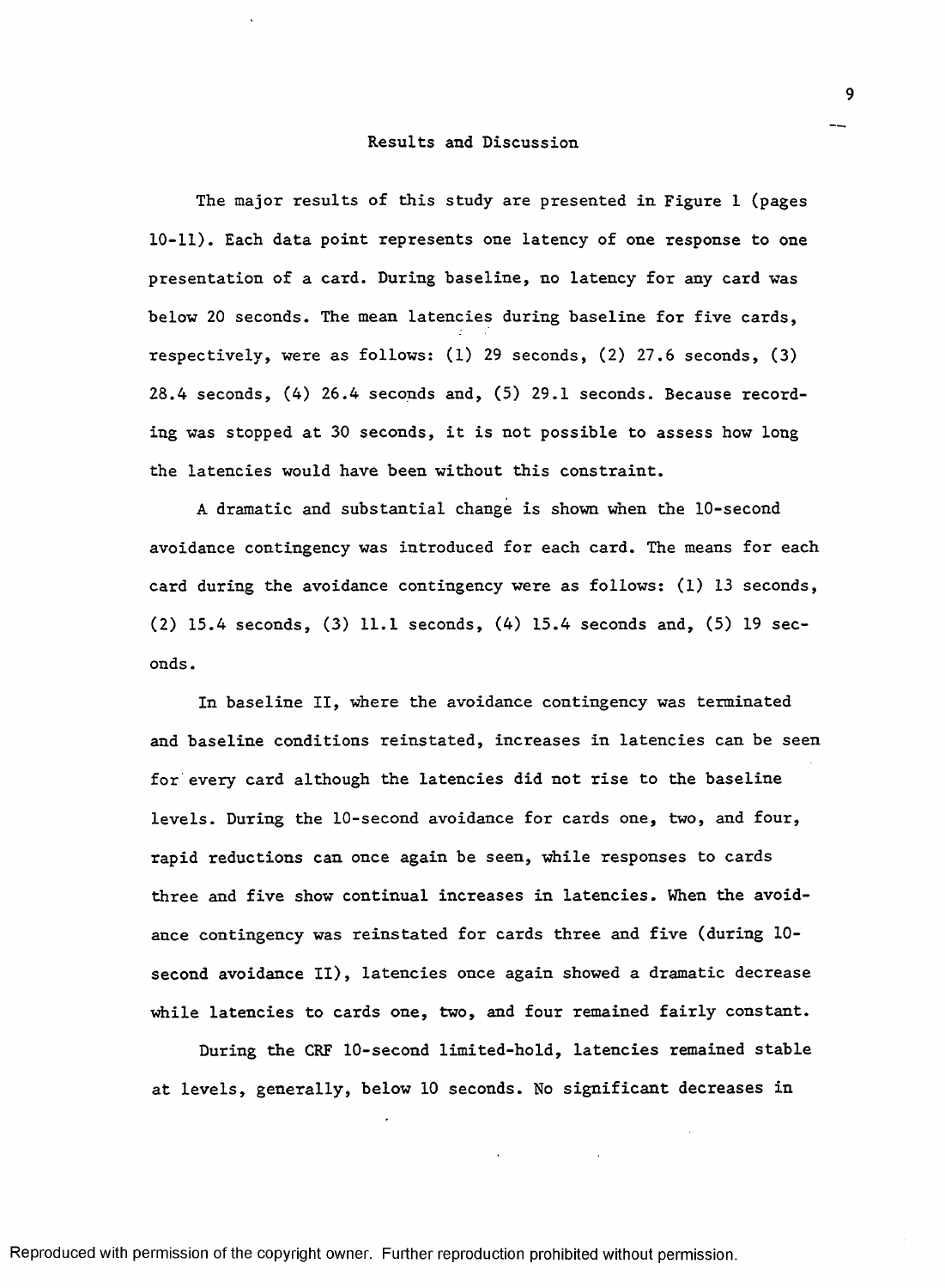## Results and Discussion

The major results of this study are presented in Figure 1 (pages 10-11). Each data point represents one latency of one response to one presentation of a card. During baseline, no latency for any card was below 20 seconds. The mean latencies during baseline for five cards, respectively, were as follows: (1) 29 seconds, (2) 27.6 seconds, (3) 28.4 seconds, (4) 26.4 seconds and, (5) 29.1 seconds. Because recording was stopped at 30 seconds, it is not possible to assess how long the latencies would have been without this constraint.

A dramatic and substantial change is shown when the 10-second avoidance contingency was introduced for each card. The means for each card during the avoidance contingency were as follows: (1) 13 seconds, (2) 15.4 seconds, (3) 11.1 seconds, (4) 15.4 seconds and, (5) 19 seconds.

In baseline II, where the avoidance contingency was terminated and baseline conditions reinstated, increases in latencies can be seen for every card although the latencies did not rise to the baseline levels. During the 10-second avoidance for cards one, two, and four, rapid reductions can once again be seen, while responses to cards three and five show continual increases in latencies. When the avoidance contingency was reinstated for cards three and five (during 10-second avoidance II), latencies once again showed a dramatic decrease while latencies to cards one, two, and four remained fairly constant.

During the CRF 10-second limited-hold, latencies remained stable at levels, generally, below 10 seconds. No significant decreases in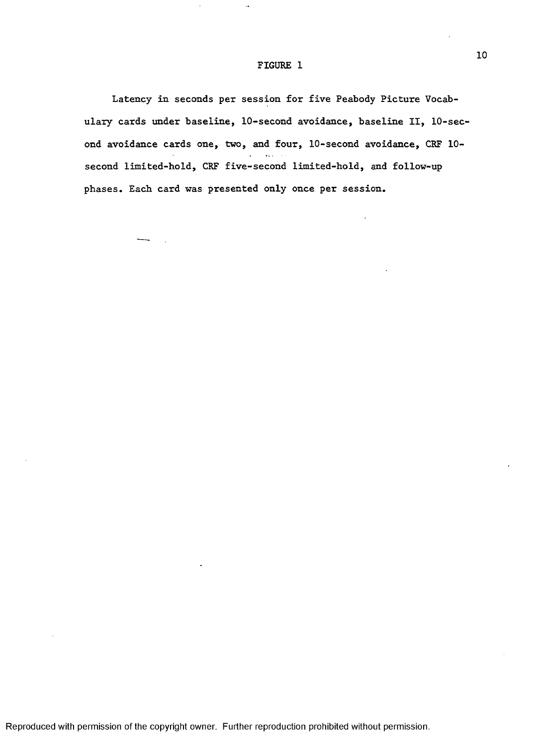FIGURE 1

Latency in seconds per session for five Peabody Picture Vocabulary cards under baseline, 10-second avoidance, baseline II, 10-second avoidance cards one, two, and four, 10-second avoidance, CRF 10-second limited-hold, CRF five-second limited-hold, and follow-up phases. Each card was presented only once per session.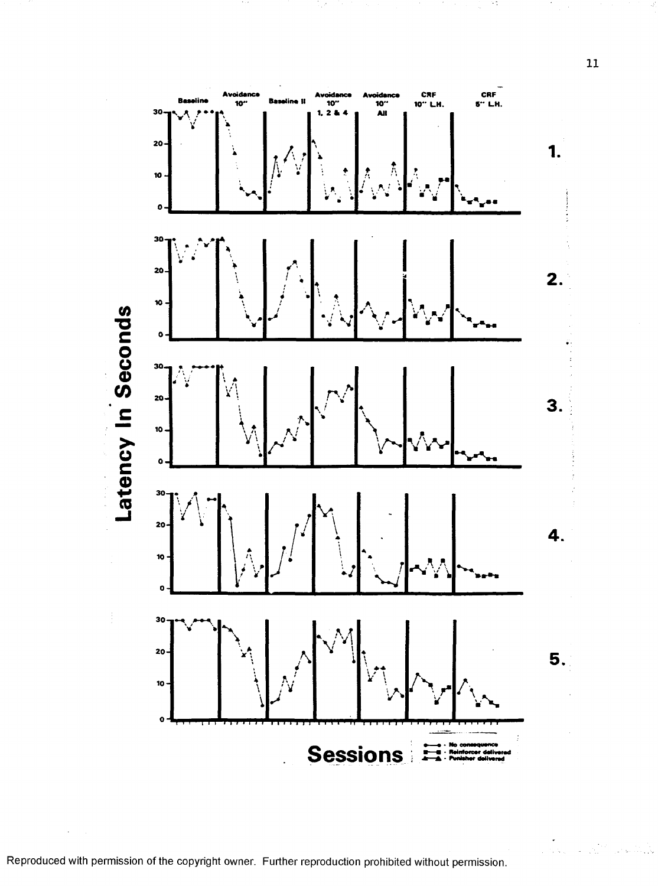Baseline | Avoidance 10" | Baseline II | Avoidance 10" 1, 2 & 4 | Avoidance 10" All | CRF 10" L.H. | CRF 5" L.H.

Latency In Seconds

1.

2.

3.

4.

5.

Sessions

- No consequence
- Reinforcer delivered
- Punisher delivered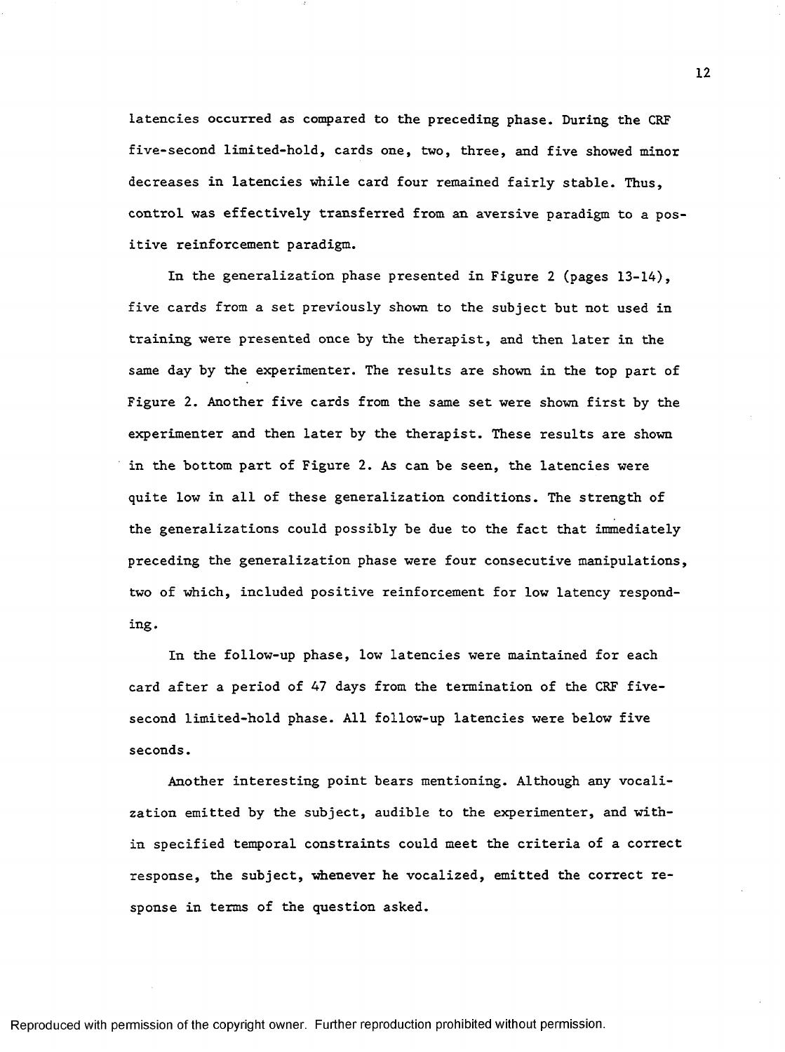latencies occurred as compared to the preceding phase. During the CRF five-second limited-hold, cards one, two, three, and five showed minor decreases in latencies while card four remained fairly stable. Thus, control was effectively transferred from an aversive paradigm to a positive reinforcement paradigm.

In the generalization phase presented in Figure 2 (pages 13-14), five cards from a set previously shown to the subject but not used in training were presented once by the therapist, and then later in the same day by the experimenter. The results are shown in the top part of Figure 2. Another five cards from the same set were shown first by the experimenter and then later by the therapist. These results are shown in the bottom part of Figure 2. As can be seen, the latencies were quite low in all of these generalization conditions. The strength of the generalizations could possibly be due to the fact that immediately preceding the generalization phase were four consecutive manipulations, two of which, included positive reinforcement for low latency responding.

In the follow-up phase, low latencies were maintained for each card after a period of 47 days from the termination of the CRF five-second limited-hold phase. All follow-up latencies were below five seconds.

Another interesting point bears mentioning. Although any vocalization emitted by the subject, audible to the experimenter, and within specified temporal constraints could meet the criteria of a correct response, the subject, whenever he vocalized, emitted the correct response in terms of the question asked.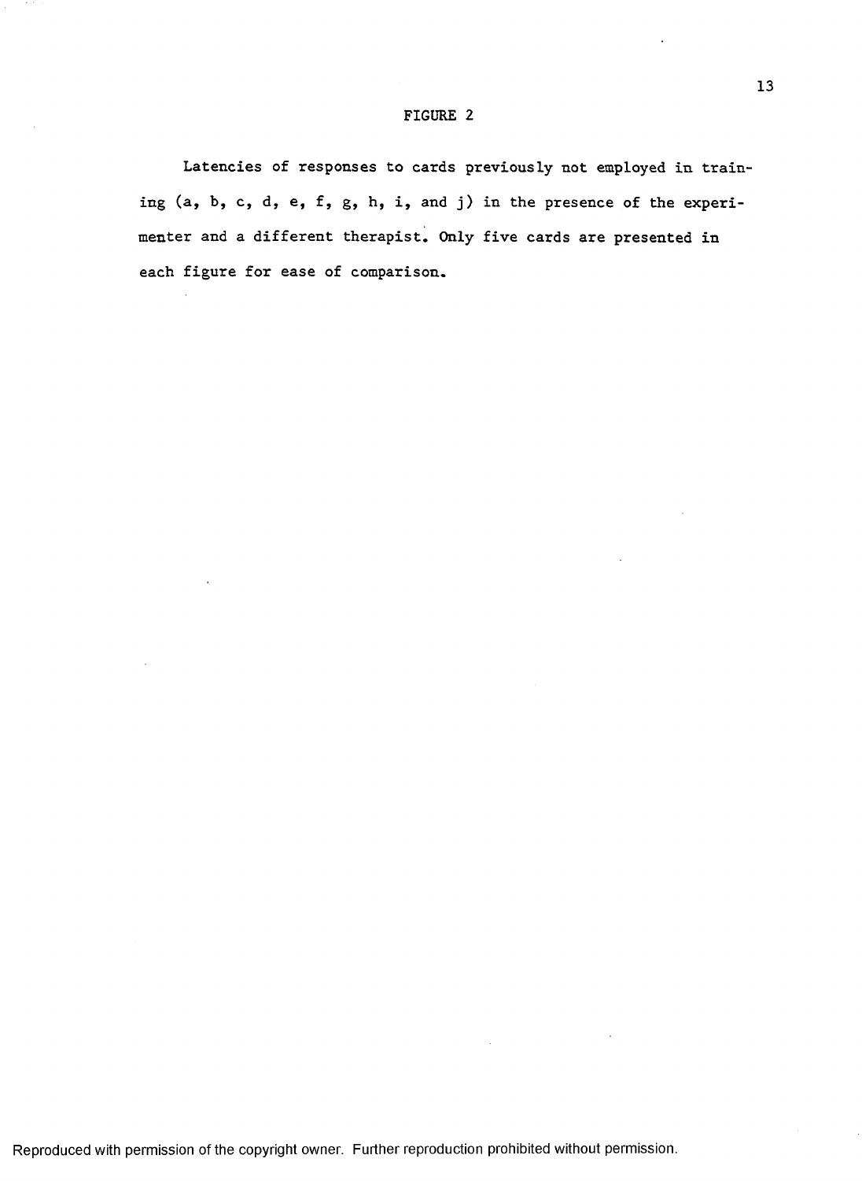FIGURE 2

Latencies of responses to cards previously not employed in training (a, b, c, d, e, f, g, h, i, and j) in the presence of the experimenter and a different therapist. Only five cards are presented in each figure for ease of comparison.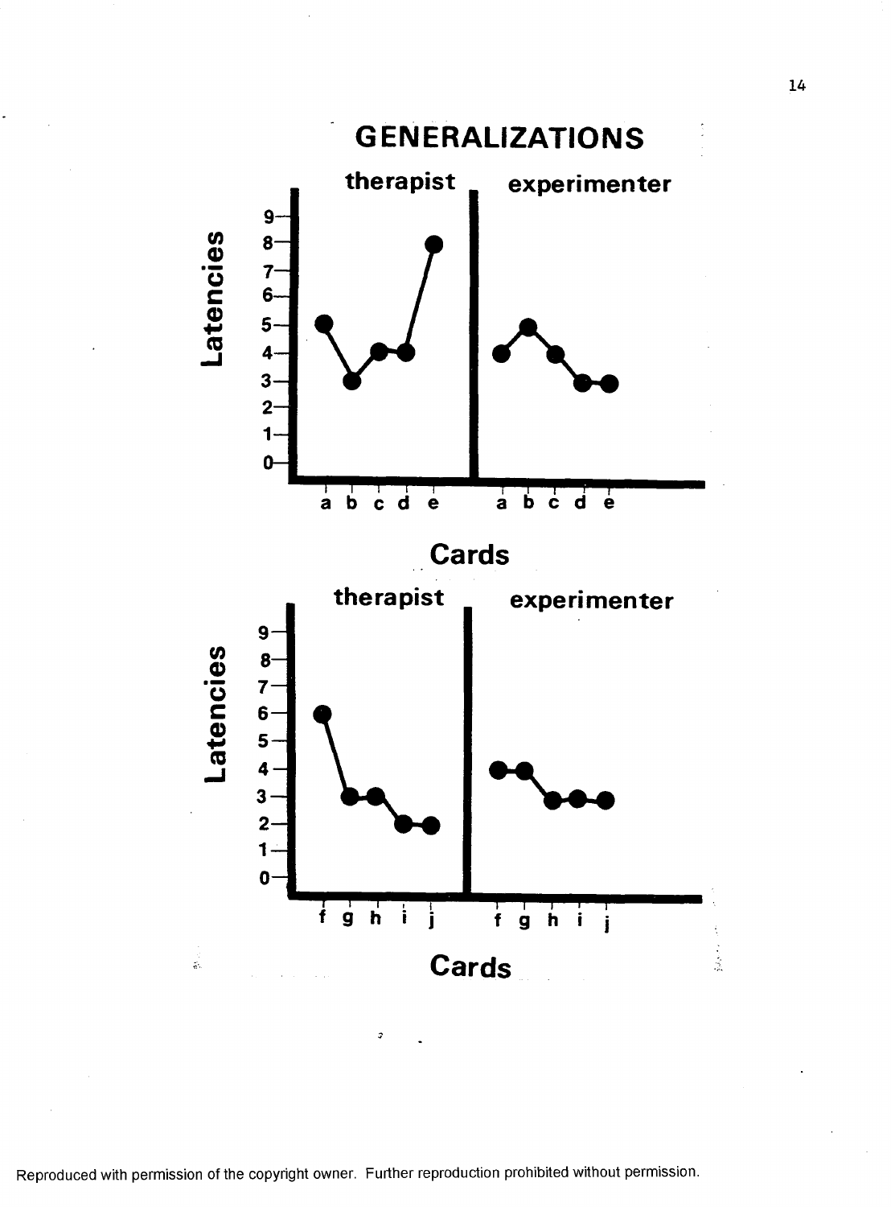# GENERALIZATIONS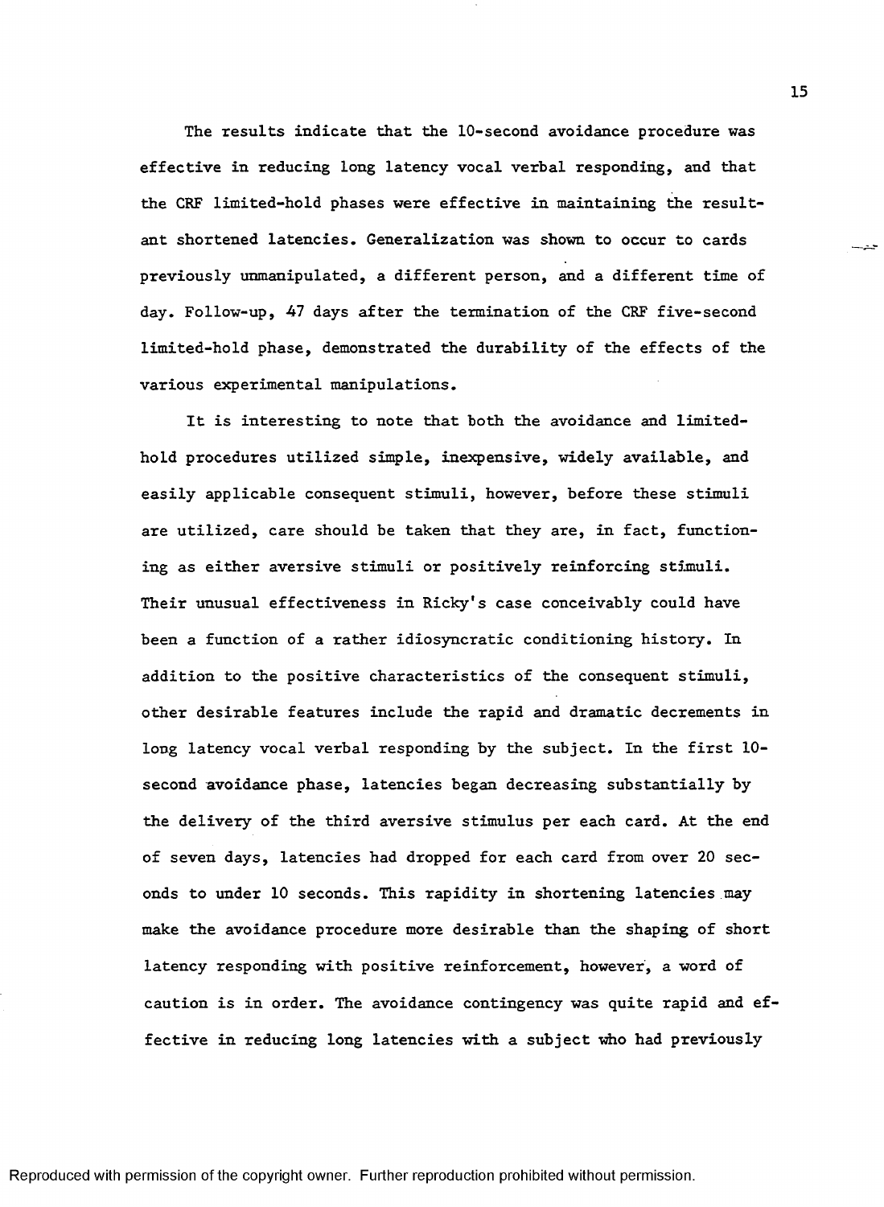The results indicate that the 10-second avoidance procedure was effective in reducing long latency vocal verbal responding, and that the CRF limited-hold phases were effective in maintaining the resultant shortened latencies. Generalization was shown to occur to cards previously unmanipulated, a different person, and a different time of day. Follow-up, 47 days after the termination of the CRF five-second limited-hold phase, demonstrated the durability of the effects of the various experimental manipulations.

It is interesting to note that both the avoidance and limited-hold procedures utilized simple, inexpensive, widely available, and easily applicable consequent stimuli, however, before these stimuli are utilized, care should be taken that they are, in fact, functioning as either aversive stimuli or positively reinforcing stimuli. Their unusual effectiveness in Ricky's case conceivably could have been a function of a rather idiosyncratic conditioning history. In addition to the positive characteristics of the consequent stimuli, other desirable features include the rapid and dramatic decrements in long latency vocal verbal responding by the subject. In the first 10-second avoidance phase, latencies began decreasing substantially by the delivery of the third aversive stimulus per each card. At the end of seven days, latencies had dropped for each card from over 20 seconds to under 10 seconds. This rapidity in shortening latencies may make the avoidance procedure more desirable than the shaping of short latency responding with positive reinforcement, however, a word of caution is in order. The avoidance contingency was quite rapid and effective in reducing long latencies with a subject who had previously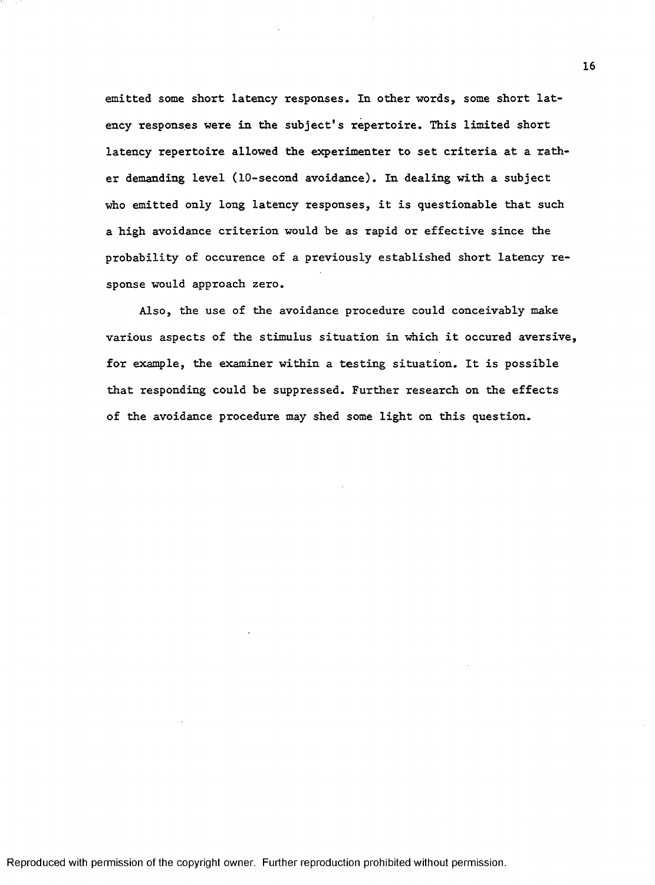emitted some short latency responses. In other words, some short latency responses were in the subject's repertoire. This limited short latency repertoire allowed the experimenter to set criteria at a rather demanding level (10-second avoidance). In dealing with a subject who emitted only long latency responses, it is questionable that such a high avoidance criterion would be as rapid or effective since the probability of occurence of a previously established short latency response would approach zero.

Also, the use of the avoidance procedure could conceivably make various aspects of the stimulus situation in which it occured aversive, for example, the examiner within a testing situation. It is possible that responding could be suppressed. Further research on the effects of the avoidance procedure may shed some light on this question.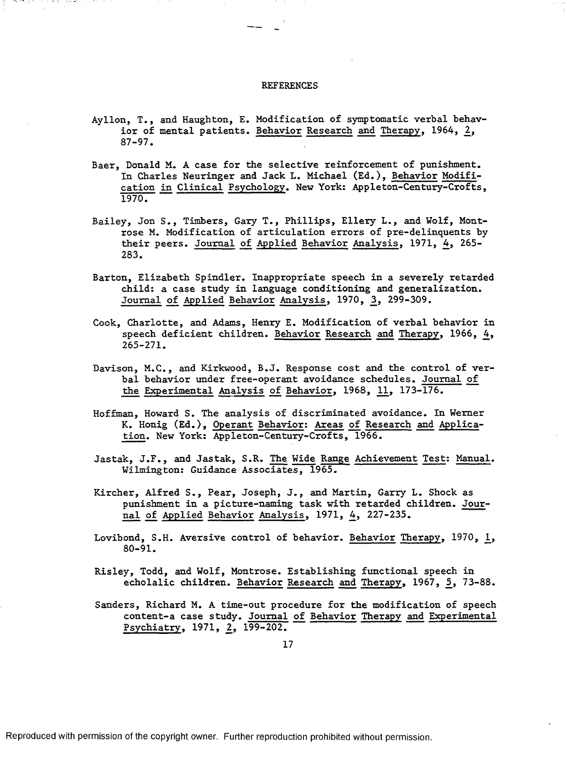# REFERENCES

Ayllon, T., and Haughton, E. Modification of symptomatic verbal behavior of mental patients. Behavior Research and Therapy, 1964, 2, 87-97.

Baer, Donald M. A case for the selective reinforcement of punishment. In Charles Neuringer and Jack L. Michael (Ed.), Behavior Modification in Clinical Psychology. New York: Appleton-Century-Crofts, 1970.

Bailey, Jon S., Timbers, Gary T., Phillips, Ellery L., and Wolf, Montrose M. Modification of articulation errors of pre-delinquents by their peers. Journal of Applied Behavior Analysis, 1971, 4, 265-283.

Barton, Elizabeth Spindler. Inappropriate speech in a severely retarded child: a case study in language conditioning and generalization. Journal of Applied Behavior Analysis, 1970, 3, 299-309.

Cook, Charlotte, and Adams, Henry E. Modification of verbal behavior in speech deficient children. Behavior Research and Therapy, 1966, 4, 265-271.

Davison, M.C., and Kirkwood, B.J. Response cost and the control of verbal behavior under free-operant avoidance schedules. Journal of the Experimental Analysis of Behavior, 1968, 11, 173-176.

Hoffman, Howard S. The analysis of discriminated avoidance. In Werner K. Honig (Ed.), Operant Behavior: Areas of Research and Application. New York: Appleton-Century-Crofts, 1966.

Jastak, J.F., and Jastak, S.R. The Wide Range Achievement Test: Manual. Wilmington: Guidance Associates, 1965.

Kircher, Alfred S., Pear, Joseph, J., and Martin, Garry L. Shock as punishment in a picture-naming task with retarded children. Journal of Applied Behavior Analysis, 1971, 4, 227-235.

Lovibond, S.H. Aversive control of behavior. Behavior Therapy, 1970, 1, 80-91.

Risley, Todd, and Wolf, Montrose. Establishing functional speech in echolalic children. Behavior Research and Therapy, 1967, 5, 73-88.

Sanders, Richard M. A time-out procedure for the modification of speech content-a case study. Journal of Behavior Therapy and Experimental Psychiatry, 1971, 2, 199-202.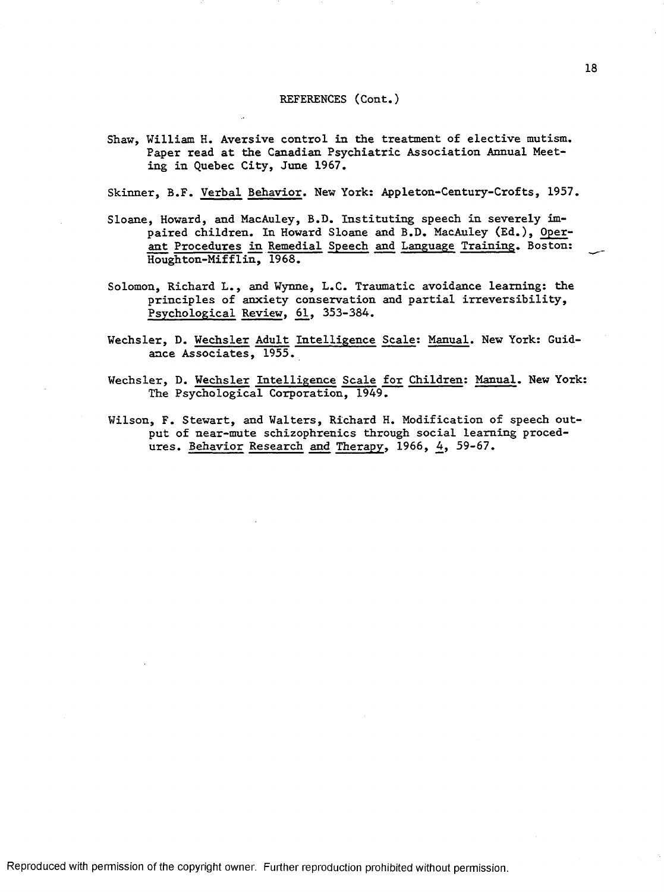REFERENCES (Cont.)

Shaw, William H. Aversive control in the treatment of elective mutism. Paper read at the Canadian Psychiatric Association Annual Meeting in Quebec City, June 1967.

Skinner, B.F. Verbal Behavior. New York: Appleton-Century-Crofts, 1957.

Sloane, Howard, and MacAuley, B.D. Instituting speech in severely impaired children. In Howard Sloane and B.D. MacAuley (Ed.), Operant Procedures in Remedial Speech and Language Training. Boston: Houghton-Mifflin, 1968.

Solomon, Richard L., and Wynne, L.C. Traumatic avoidance learning: the principles of anxiety conservation and partial irreversibility, Psychological Review, 61, 353-384.

Wechsler, D. Wechsler Adult Intelligence Scale: Manual. New York: Guidance Associates, 1955.

Wechsler, D. Wechsler Intelligence Scale for Children: Manual. New York: The Psychological Corporation, 1949.

Wilson, F. Stewart, and Walters, Richard H. Modification of speech output of near-mute schizophrenics through social learning procedures. Behavior Research and Therapy, 1966, 4, 59-67.